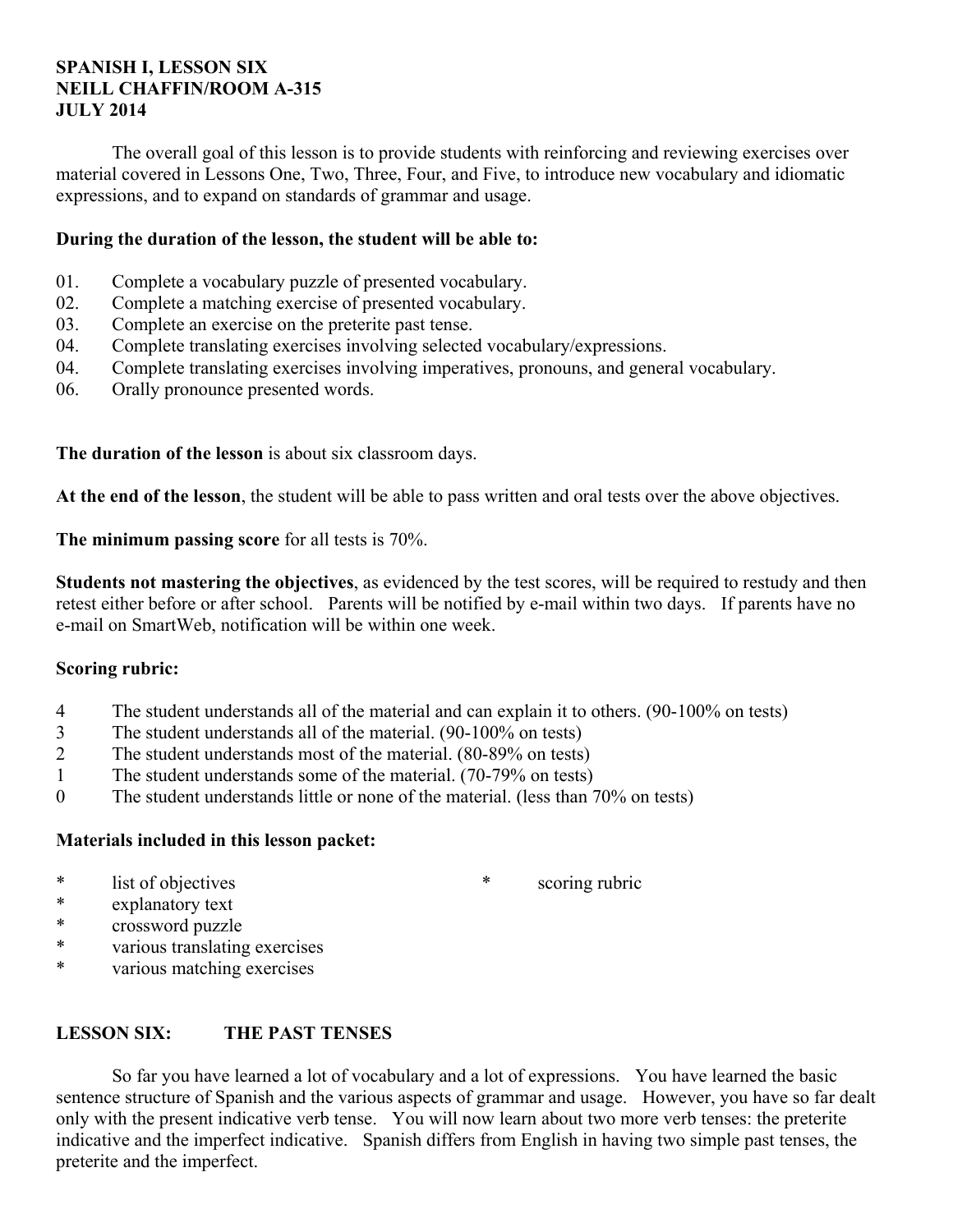**SPANISH I, LESSON SIX**
**NEILL CHAFFIN/ROOM A-315**
**JULY 2014**

The overall goal of this lesson is to provide students with reinforcing and reviewing exercises over material covered in Lessons One, Two, Three, Four, and Five, to introduce new vocabulary and idiomatic expressions, and to expand on standards of grammar and usage.

**During the duration of the lesson, the student will be able to:**

01. Complete a vocabulary puzzle of presented vocabulary.
02. Complete a matching exercise of presented vocabulary.
03. Complete an exercise on the preterite past tense.
04. Complete translating exercises involving selected vocabulary/expressions.
04. Complete translating exercises involving imperatives, pronouns, and general vocabulary.
06. Orally pronounce presented words.

**The duration of the lesson** is about six classroom days.

**At the end of the lesson**, the student will be able to pass written and oral tests over the above objectives.

**The minimum passing score** for all tests is 70%.

**Students not mastering the objectives**, as evidenced by the test scores, will be required to restudy and then retest either before or after school. Parents will be notified by e-mail within two days. If parents have no e-mail on SmartWeb, notification will be within one week.

**Scoring rubric:**

4 The student understands all of the material and can explain it to others. (90-100% on tests)
3 The student understands all of the material. (90-100% on tests)
2 The student understands most of the material. (80-89% on tests)
1 The student understands some of the material. (70-79% on tests)
0 The student understands little or none of the material. (less than 70% on tests)

**Materials included in this lesson packet:**

* list of objectives
* scoring rubric
* explanatory text
* crossword puzzle
* various translating exercises
* various matching exercises

## LESSON SIX: THE PAST TENSES

So far you have learned a lot of vocabulary and a lot of expressions. You have learned the basic sentence structure of Spanish and the various aspects of grammar and usage. However, you have so far dealt only with the present indicative verb tense. You will now learn about two more verb tenses: the preterite indicative and the imperfect indicative. Spanish differs from English in having two simple past tenses, the preterite and the imperfect.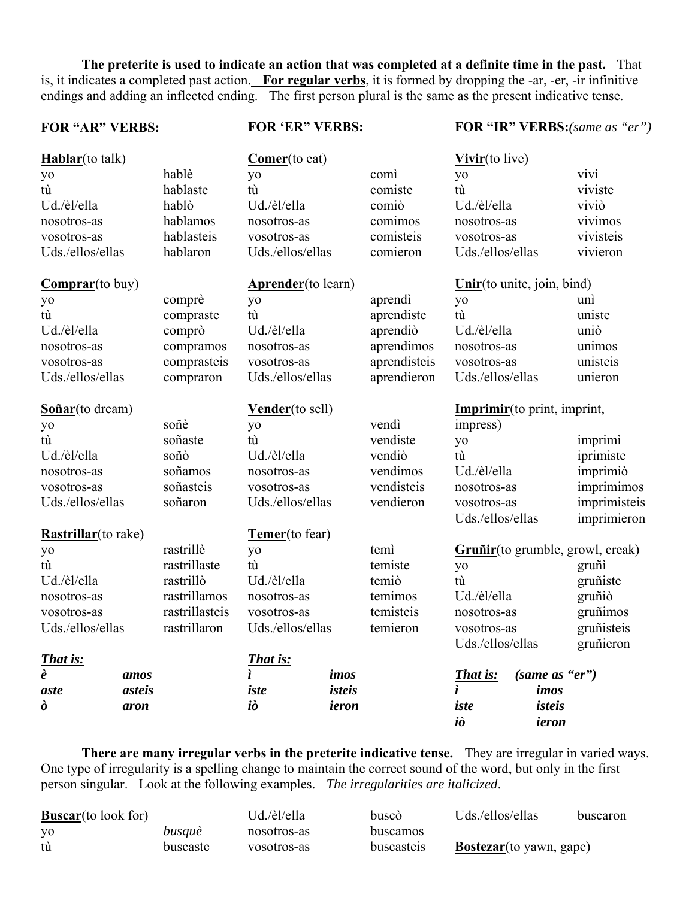**The preterite is used to indicate an action that was completed at a definite time in the past.** That is, it indicates a completed past action. **<u>For regular verbs</u>**, it is formed by dropping the -ar, -er, -ir infinitive endings and adding an inflected ending. The first person plural is the same as the present indicative tense.

**FOR "AR" VERBS:**

**<u>Hablar</u>**(to talk)

| | |
|---|---|
| yo | hablè |
| tù | hablaste |
| Ud./èl/ella | hablò |
| nosotros-as | hablamos |
| vosotros-as | hablasteis |
| Uds./ellos/ellas | hablaron |

**<u>Comprar</u>**(to buy)

| | |
|---|---|
| yo | comprè |
| tù | compraste |
| Ud./èl/ella | comprò |
| nosotros-as | compramos |
| vosotros-as | comprasteis |
| Uds./ellos/ellas | compraron |

**<u>Soñar</u>**(to dream)

| | |
|---|---|
| yo | soñè |
| tù | soñaste |
| Ud./èl/ella | soñò |
| nosotros-as | soñamos |
| vosotros-as | soñasteis |
| Uds./ellos/ellas | soñaron |

**<u>Rastrillar</u>**(to rake)

| | |
|---|---|
| yo | rastrillè |
| tù | rastrillaste |
| Ud./èl/ella | rastrillò |
| nosotros-as | rastrillamos |
| vosotros-as | rastrillasteis |
| Uds./ellos/ellas | rastrillaron |

***<u>That is:</u>***

| | |
|---|---|
| ***è*** | ***amos*** |
| ***aste*** | ***asteis*** |
| ***ò*** | ***aron*** |

**FOR 'ER" VERBS:**

**<u>Comer</u>**(to eat)

| | |
|---|---|
| yo | comì |
| tù | comiste |
| Ud./èl/ella | comiò |
| nosotros-as | comimos |
| vosotros-as | comisteis |
| Uds./ellos/ellas | comieron |

**<u>Aprender</u>**(to learn)

| | |
|---|---|
| yo | aprendì |
| tù | aprendiste |
| Ud./èl/ella | aprendiò |
| nosotros-as | aprendimos |
| vosotros-as | aprendisteis |
| Uds./ellos/ellas | aprendieron |

**<u>Vender</u>**(to sell)

| | |
|---|---|
| yo | vendì |
| tù | vendiste |
| Ud./èl/ella | vendiò |
| nosotros-as | vendimos |
| vosotros-as | vendisteis |
| Uds./ellos/ellas | vendieron |

**<u>Temer</u>**(to fear)

| | |
|---|---|
| yo | temì |
| tù | temiste |
| Ud./èl/ella | temiò |
| nosotros-as | temimos |
| vosotros-as | temisteis |
| Uds./ellos/ellas | temieron |

***<u>That is:</u>***

| | |
|---|---|
| ***ì*** | ***imos*** |
| ***iste*** | ***isteis*** |
| ***iò*** | ***ieron*** |

**FOR "IR" VERBS:***(same as "er")*

**<u>Vivir</u>**(to live)

| | |
|---|---|
| yo | vivì |
| tù | viviste |
| Ud./èl/ella | viviò |
| nosotros-as | vivimos |
| vosotros-as | vivisteis |
| Uds./ellos/ellas | vivieron |

**<u>Unir</u>**(to unite, join, bind)

| | |
|---|---|
| yo | unì |
| tù | uniste |
| Ud./èl/ella | uniò |
| nosotros-as | unimos |
| vosotros-as | unisteis |
| Uds./ellos/ellas | unieron |

**<u>Imprimir</u>**(to print, imprint, impress)

| | |
|---|---|
| yo | imprimì |
| tù | iprimiste |
| Ud./èl/ella | imprimiò |
| nosotros-as | imprimimos |
| vosotros-as | imprimisteis |
| Uds./ellos/ellas | imprimieron |

**<u>Gruñir</u>**(to grumble, growl, creak)

| | |
|---|---|
| yo | gruñì |
| tù | gruñiste |
| Ud./èl/ella | gruñiò |
| nosotros-as | gruñimos |
| vosotros-as | gruñisteis |
| Uds./ellos/ellas | gruñieron |

***<u>That is:</u>*** ***(same as "er")***

| | |
|---|---|
| ***ì*** | ***imos*** |
| ***iste*** | ***isteis*** |
| ***iò*** | ***ieron*** |

**There are many irregular verbs in the preterite indicative tense.** They are irregular in varied ways. One type of irregularity is a spelling change to maintain the correct sound of the word, but only in the first person singular. Look at the following examples. *The irregularities are italicized*.

**<u>Buscar</u>**(to look for)

| | |
|---|---|
| yo | *busquè* |
| tù | buscaste |
| Ud./èl/ella | buscò |
| nosotros-as | buscamos |
| vosotros-as | buscasteis |
| Uds./ellos/ellas | buscaron |

**<u>Bostezar</u>**(to yawn, gape)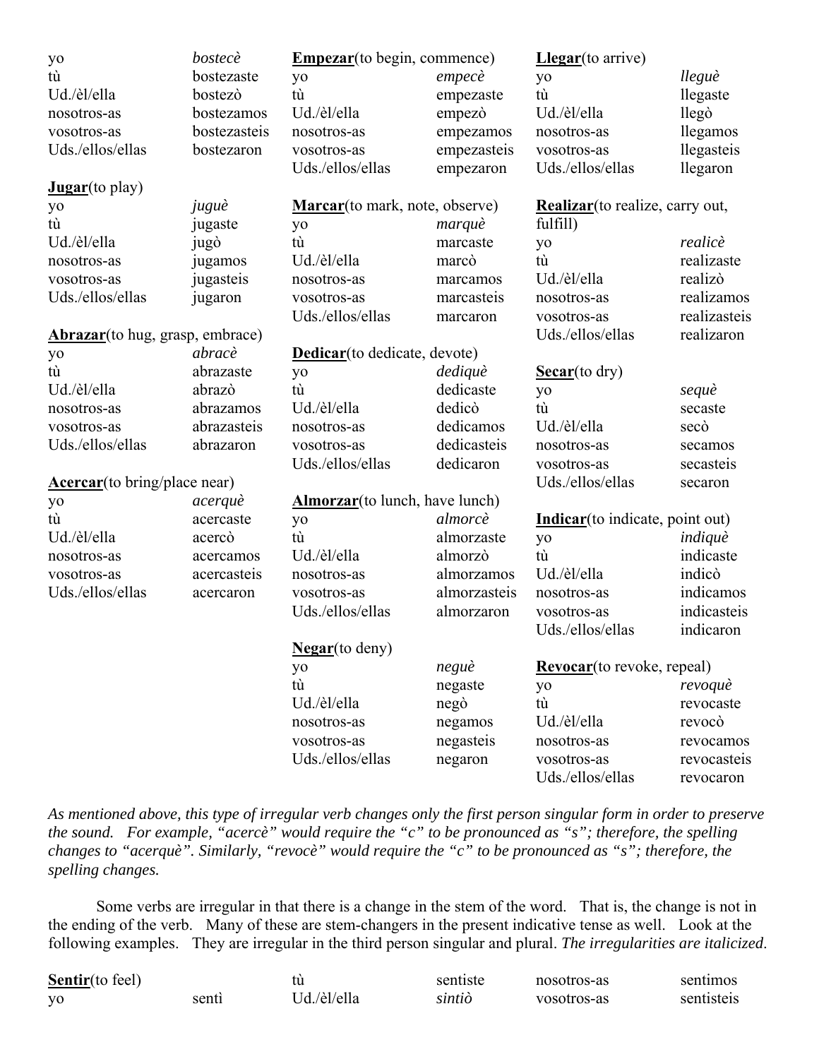| | |
|---|---|
| yo | *bostecè* |
| tù | bostezaste |
| Ud./èl/ella | bostezò |
| nosotros-as | bostezamos |
| vosotros-as | bostezasteis |
| Uds./ellos/ellas | bostezaron |

**Jugar**(to play)

| | |
|---|---|
| yo | *juguè* |
| tù | jugaste |
| Ud./èl/ella | jugò |
| nosotros-as | jugamos |
| vosotros-as | jugasteis |
| Uds./ellos/ellas | jugaron |

**Abrazar**(to hug, grasp, embrace)

| | |
|---|---|
| yo | *abracè* |
| tù | abrazaste |
| Ud./èl/ella | abrazò |
| nosotros-as | abrazamos |
| vosotros-as | abrazasteis |
| Uds./ellos/ellas | abrazaron |

**Acercar**(to bring/place near)

| | |
|---|---|
| yo | *acerquè* |
| tù | acercaste |
| Ud./èl/ella | acercò |
| nosotros-as | acercamos |
| vosotros-as | acercasteis |
| Uds./ellos/ellas | acercaron |

**Empezar**(to begin, commence)

| | |
|---|---|
| yo | *empecè* |
| tù | empezaste |
| Ud./èl/ella | empezò |
| nosotros-as | empezamos |
| vosotros-as | empezasteis |
| Uds./ellos/ellas | empezaron |

**Marcar**(to mark, note, observe)

| | |
|---|---|
| yo | *marquè* |
| tù | marcaste |
| Ud./èl/ella | marcò |
| nosotros-as | marcamos |
| vosotros-as | marcasteis |
| Uds./ellos/ellas | marcaron |

**Dedicar**(to dedicate, devote)

| | |
|---|---|
| yo | *dediquè* |
| tù | dedicaste |
| Ud./èl/ella | dedicò |
| nosotros-as | dedicamos |
| vosotros-as | dedicasteis |
| Uds./ellos/ellas | dedicaron |

**Almorzar**(to lunch, have lunch)

| | |
|---|---|
| yo | *almorcè* |
| tù | almorzaste |
| Ud./èl/ella | almorzò |
| nosotros-as | almorzamos |
| vosotros-as | almorzasteis |
| Uds./ellos/ellas | almorzaron |

**Negar**(to deny)

| | |
|---|---|
| yo | *neguè* |
| tù | negaste |
| Ud./èl/ella | negò |
| nosotros-as | negamos |
| vosotros-as | negasteis |
| Uds./ellos/ellas | negaron |

**Llegar**(to arrive)

| | |
|---|---|
| yo | *lleguè* |
| tù | llegaste |
| Ud./èl/ella | llegò |
| nosotros-as | llegamos |
| vosotros-as | llegasteis |
| Uds./ellos/ellas | llegaron |

**Realizar**(to realize, carry out, fulfill)

| | |
|---|---|
| yo | *realicè* |
| tù | realizaste |
| Ud./èl/ella | realizò |
| nosotros-as | realizamos |
| vosotros-as | realizasteis |
| Uds./ellos/ellas | realizaron |

**Secar**(to dry)

| | |
|---|---|
| yo | *sequè* |
| tù | secaste |
| Ud./èl/ella | secò |
| nosotros-as | secamos |
| vosotros-as | secasteis |
| Uds./ellos/ellas | secaron |

**Indicar**(to indicate, point out)

| | |
|---|---|
| yo | *indiquè* |
| tù | indicaste |
| Ud./èl/ella | indicò |
| nosotros-as | indicamos |
| vosotros-as | indicasteis |
| Uds./ellos/ellas | indicaron |

**Revocar**(to revoke, repeal)

| | |
|---|---|
| yo | *revoquè* |
| tù | revocaste |
| Ud./èl/ella | revocò |
| nosotros-as | revocamos |
| vosotros-as | revocasteis |
| Uds./ellos/ellas | revocaron |

*As mentioned above, this type of irregular verb changes only the first person singular form in order to preserve the sound. For example, "acercè" would require the "c" to be pronounced as "s"; therefore, the spelling changes to "acerquè". Similarly, "revocè" would require the "c" to be pronounced as "s"; therefore, the spelling changes.*

Some verbs are irregular in that there is a change in the stem of the word. That is, the change is not in the ending of the verb. Many of these are stem-changers in the present indicative tense as well. Look at the following examples. They are irregular in the third person singular and plural. *The irregularities are italicized*.

**Sentir**(to feel)

| | |
|---|---|
| yo | sentì |
| tù | sentiste |
| Ud./èl/ella | *sintiò* |
| nosotros-as | sentimos |
| vosotros-as | sentisteis |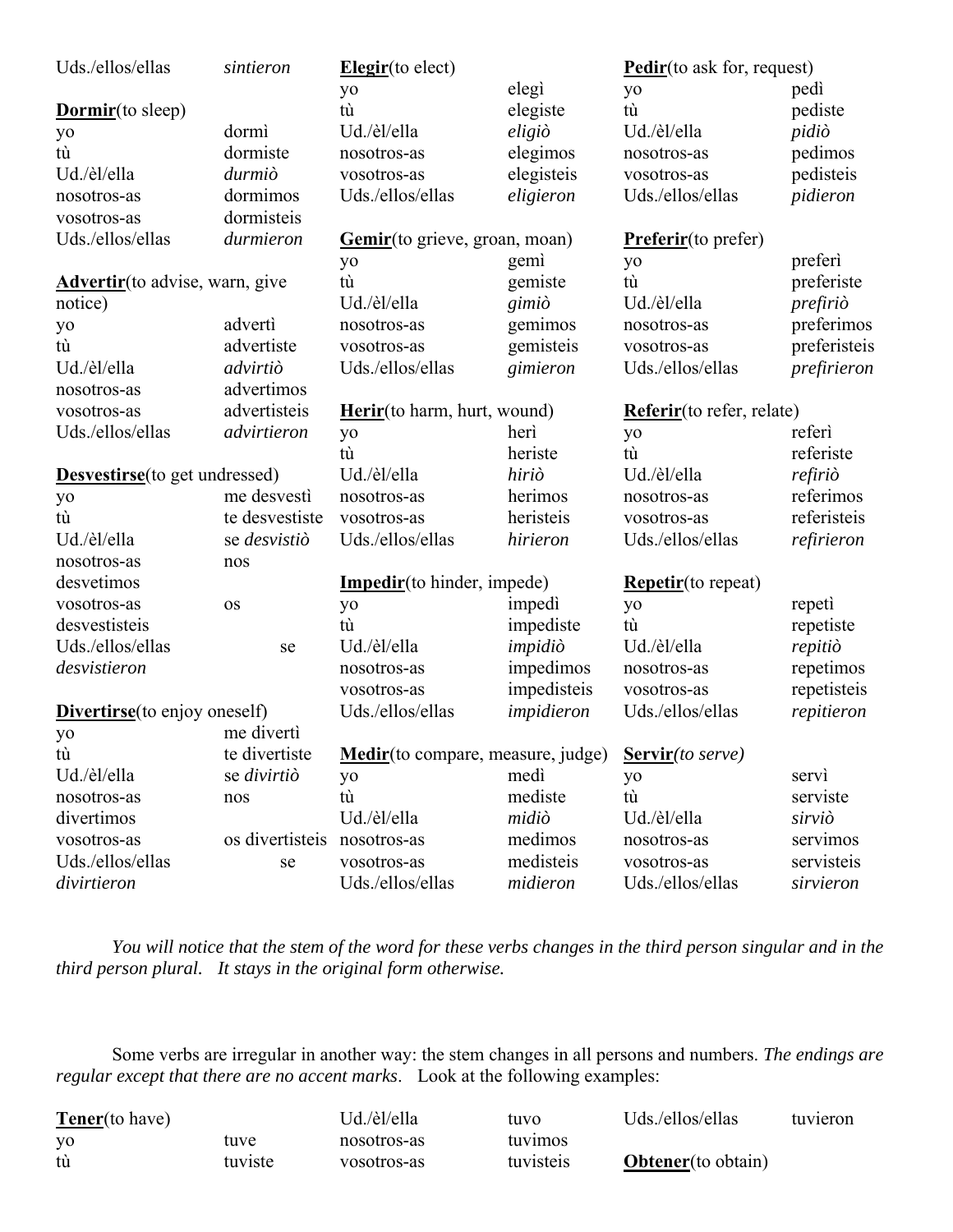| Uds./ellos/ellas | *sintieron* |
|---|---|

**Dormir**(to sleep)

| | |
|---|---|
| yo | dormì |
| tù | dormiste |
| Ud./èl/ella | *durmiò* |
| nosotros-as | dormimos |
| vosotros-as | dormisteis |
| Uds./ellos/ellas | *durmieron* |

**Advertir**(to advise, warn, give notice)

| | |
|---|---|
| yo | advertì |
| tù | advertiste |
| Ud./èl/ella | *advirtiò* |
| nosotros-as | advertimos |
| vosotros-as | advertisteis |
| Uds./ellos/ellas | *advirtieron* |

**Desvestirse**(to get undressed)

| | |
|---|---|
| yo | me desvestì |
| tù | te desvestiste |
| Ud./èl/ella | se *desvistiò* |
| nosotros-as | nos desvetimos |
| vosotros-as | os desvestisteis |
| Uds./ellos/ellas | se *desvistieron* |

**Divertirse**(to enjoy oneself)

| | |
|---|---|
| yo | me divertì |
| tù | te divertiste |
| Ud./èl/ella | se *divirtiò* |
| nosotros-as | nos divertimos |
| vosotros-as | os divertisteis |
| Uds./ellos/ellas | se *divirtieron* |

**Elegir**(to elect)

| | |
|---|---|
| yo | elegì |
| tù | elegiste |
| Ud./èl/ella | *eligiò* |
| nosotros-as | elegimos |
| vosotros-as | elegisteis |
| Uds./ellos/ellas | *eligieron* |

**Gemir**(to grieve, groan, moan)

| | |
|---|---|
| yo | gemì |
| tù | gemiste |
| Ud./èl/ella | *gimiò* |
| nosotros-as | gemimos |
| vosotros-as | gemisteis |
| Uds./ellos/ellas | *gimieron* |

**Herir**(to harm, hurt, wound)

| | |
|---|---|
| yo | herì |
| tù | heriste |
| Ud./èl/ella | *hiriò* |
| nosotros-as | herimos |
| vosotros-as | heristeis |
| Uds./ellos/ellas | *hirieron* |

**Impedir**(to hinder, impede)

| | |
|---|---|
| yo | impedì |
| tù | impediste |
| Ud./èl/ella | *impidiò* |
| nosotros-as | impedimos |
| vosotros-as | impedisteis |
| Uds./ellos/ellas | *impidieron* |

**Medir**(to compare, measure, judge)

| | |
|---|---|
| yo | medì |
| tù | mediste |
| Ud./èl/ella | *midiò* |
| nosotros-as | medimos |
| vosotros-as | medisteis |
| Uds./ellos/ellas | *midieron* |

**Pedir**(to ask for, request)

| | |
|---|---|
| yo | pedì |
| tù | pediste |
| Ud./èl/ella | *pidiò* |
| nosotros-as | pedimos |
| vosotros-as | pedisteis |
| Uds./ellos/ellas | *pidieron* |

**Preferir**(to prefer)

| | |
|---|---|
| yo | preferì |
| tù | preferiste |
| Ud./èl/ella | *prefiriò* |
| nosotros-as | preferimos |
| vosotros-as | preferisteis |
| Uds./ellos/ellas | *prefirieron* |

**Referir**(to refer, relate)

| | |
|---|---|
| yo | referì |
| tù | referiste |
| Ud./èl/ella | *refiriò* |
| nosotros-as | referimos |
| vosotros-as | referisteis |
| Uds./ellos/ellas | *refirieron* |

**Repetir**(to repeat)

| | |
|---|---|
| yo | repetì |
| tù | repetiste |
| Ud./èl/ella | *repitiò* |
| nosotros-as | repetimos |
| vosotros-as | repetisteis |
| Uds./ellos/ellas | *repitieron* |

**Servir***(to serve)*

| | |
|---|---|
| yo | servì |
| tù | serviste |
| Ud./èl/ella | *sirviò* |
| nosotros-as | servimos |
| vosotros-as | servisteis |
| Uds./ellos/ellas | *sirvieron* |

*You will notice that the stem of the word for these verbs changes in the third person singular and in the third person plural. It stays in the original form otherwise.*

Some verbs are irregular in another way: the stem changes in all persons and numbers. *The endings are regular except that there are no accent marks*. Look at the following examples:

**Tener**(to have)

| | |
|---|---|
| yo | tuve |
| tù | tuviste |
| Ud./èl/ella | tuvo |
| nosotros-as | tuvimos |
| vosotros-as | tuvisteis |
| Uds./ellos/ellas | tuvieron |

**Obtener**(to obtain)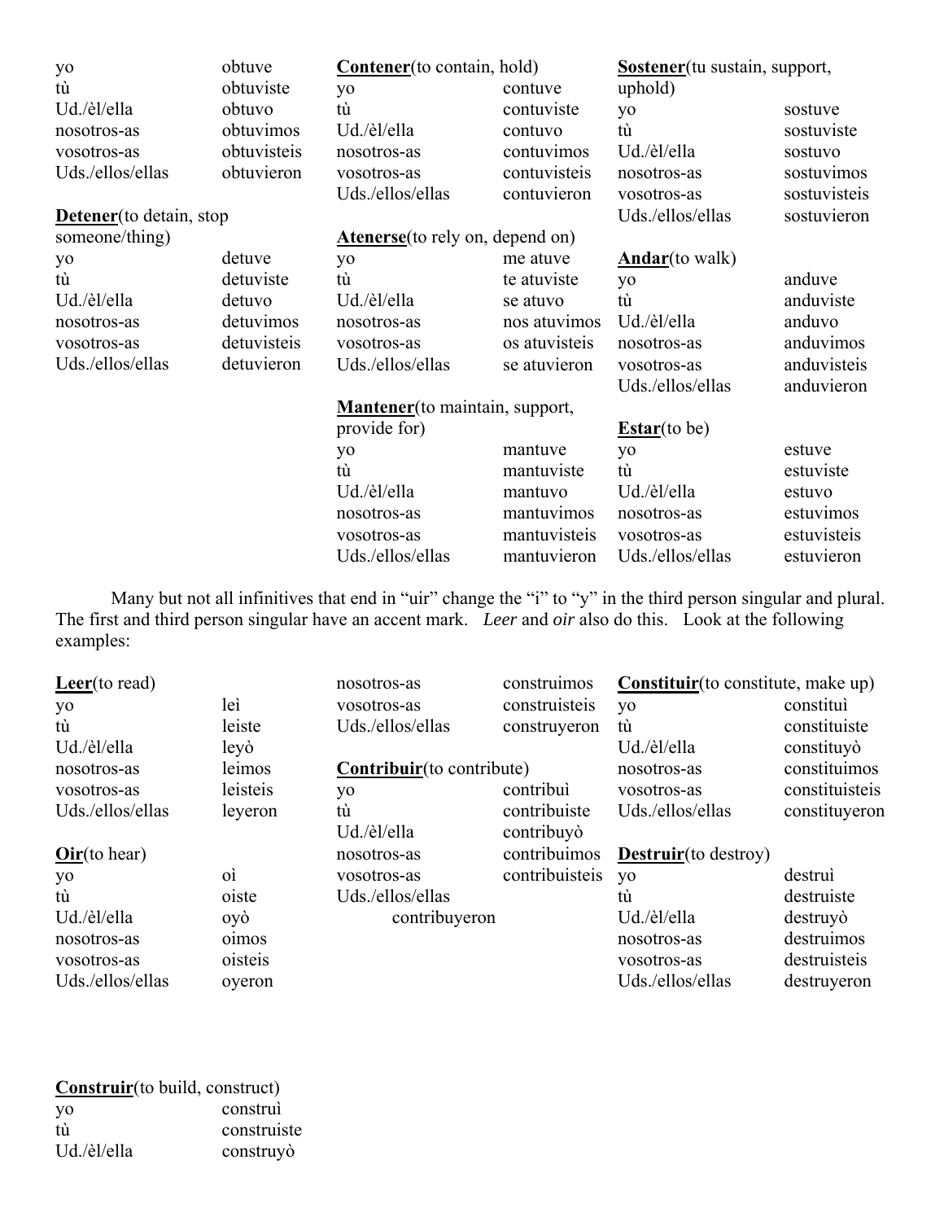| | |
|---|---|
| yo | obtuve |
| tù | obtuviste |
| Ud./èl/ella | obtuvo |
| nosotros-as | obtuvimos |
| vosotros-as | obtuvisteis |
| Uds./ellos/ellas | obtuvieron |

**Detener**(to detain, stop someone/thing)

| | |
|---|---|
| yo | detuve |
| tù | detuviste |
| Ud./èl/ella | detuvo |
| nosotros-as | detuvimos |
| vosotros-as | detuvisteis |
| Uds./ellos/ellas | detuvieron |

**Contener**(to contain, hold)

| | |
|---|---|
| yo | contuve |
| tù | contuviste |
| Ud./èl/ella | contuvo |
| nosotros-as | contuvimos |
| vosotros-as | contuvisteis |
| Uds./ellos/ellas | contuvieron |

**Atenerse**(to rely on, depend on)

| | |
|---|---|
| yo | me atuve |
| tù | te atuviste |
| Ud./èl/ella | se atuvo |
| nosotros-as | nos atuvimos |
| vosotros-as | os atuvisteis |
| Uds./ellos/ellas | se atuvieron |

**Mantener**(to maintain, support, provide for)

| | |
|---|---|
| yo | mantuve |
| tù | mantuviste |
| Ud./èl/ella | mantuvo |
| nosotros-as | mantuvimos |
| vosotros-as | mantuvisteis |
| Uds./ellos/ellas | mantuvieron |

**Sostener**(tu sustain, support, uphold)

| | |
|---|---|
| yo | sostuve |
| tù | sostuviste |
| Ud./èl/ella | sostuvo |
| nosotros-as | sostuvimos |
| vosotros-as | sostuvisteis |
| Uds./ellos/ellas | sostuvieron |

**Andar**(to walk)

| | |
|---|---|
| yo | anduve |
| tù | anduviste |
| Ud./èl/ella | anduvo |
| nosotros-as | anduvimos |
| vosotros-as | anduvisteis |
| Uds./ellos/ellas | anduvieron |

**Estar**(to be)

| | |
|---|---|
| yo | estuve |
| tù | estuviste |
| Ud./èl/ella | estuvo |
| nosotros-as | estuvimos |
| vosotros-as | estuvisteis |
| Uds./ellos/ellas | estuvieron |

Many but not all infinitives that end in "uir" change the "i" to "y" in the third person singular and plural. The first and third person singular have an accent mark. *Leer* and *oir* also do this. Look at the following examples:

**Leer**(to read)

| | |
|---|---|
| yo | leì |
| tù | leiste |
| Ud./èl/ella | leyò |
| nosotros-as | leimos |
| vosotros-as | leisteis |
| Uds./ellos/ellas | leyeron |

**Oir**(to hear)

| | |
|---|---|
| yo | oì |
| tù | oiste |
| Ud./èl/ella | oyò |
| nosotros-as | oimos |
| vosotros-as | oisteis |
| Uds./ellos/ellas | oyeron |

**Construir**(to build, construct)

| | |
|---|---|
| yo | construì |
| tù | construiste |
| Ud./èl/ella | construyò |
| nosotros-as | construimos |
| vosotros-as | construisteis |
| Uds./ellos/ellas | construyeron |

**Contribuir**(to contribute)

| | |
|---|---|
| yo | contribuì |
| tù | contribuiste |
| Ud./èl/ella | contribuyò |
| nosotros-as | contribuimos |
| vosotros-as | contribuisteis |
| Uds./ellos/ellas | contribuyeron |

**Constituir**(to constitute, make up)

| | |
|---|---|
| yo | constituì |
| tù | constituiste |
| Ud./èl/ella | constituyò |
| nosotros-as | constituimos |
| vosotros-as | constituisteis |
| Uds./ellos/ellas | constituyeron |

**Destruir**(to destroy)

| | |
|---|---|
| yo | destruì |
| tù | destruiste |
| Ud./èl/ella | destruyò |
| nosotros-as | destruimos |
| vosotros-as | destruisteis |
| Uds./ellos/ellas | destruyeron |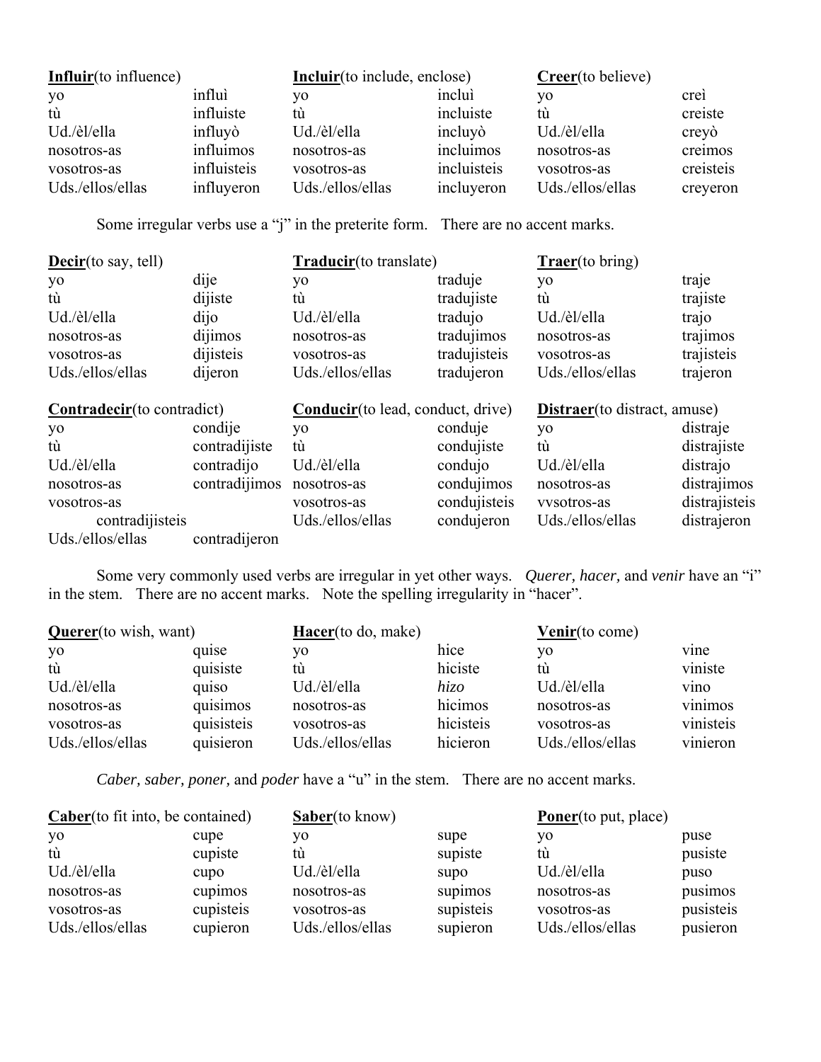| **Influir**(to influence) | | **Incluir**(to include, enclose) | | **Creer**(to believe) | |
|---|---|---|---|---|---|
| yo | influì | yo | incluì | yo | creì |
| tù | influiste | tù | incluiste | tù | creiste |
| Ud./èl/ella | influyò | Ud./èl/ella | incluyò | Ud./èl/ella | creyò |
| nosotros-as | influimos | nosotros-as | incluimos | nosotros-as | creimos |
| vosotros-as | influisteis | vosotros-as | incluisteis | vosotros-as | creisteis |
| Uds./ellos/ellas | influyeron | Uds./ellos/ellas | incluyeron | Uds./ellos/ellas | creyeron |

Some irregular verbs use a "j" in the preterite form. There are no accent marks.

| **Decir**(to say, tell) | | **Traducir**(to translate) | | **Traer**(to bring) | |
|---|---|---|---|---|---|
| yo | dije | yo | traduje | yo | traje |
| tù | dijiste | tù | tradujiste | tù | trajiste |
| Ud./èl/ella | dijo | Ud./èl/ella | tradujo | Ud./èl/ella | trajo |
| nosotros-as | dijimos | nosotros-as | tradujimos | nosotros-as | trajimos |
| vosotros-as | dijisteis | vosotros-as | tradujisteis | vosotros-as | trajisteis |
| Uds./ellos/ellas | dijeron | Uds./ellos/ellas | tradujeron | Uds./ellos/ellas | trajeron |

| **Contradecir**(to contradict) | | **Conducir**(to lead, conduct, drive) | | **Distraer**(to distract, amuse) | |
|---|---|---|---|---|---|
| yo | condije | yo | conduje | yo | distraje |
| tù | contradijiste | tù | condujiste | tù | distrajiste |
| Ud./èl/ella | contradijo | Ud./èl/ella | condujo | Ud./èl/ella | distrajo |
| nosotros-as | contradijimos | nosotros-as | condujimos | nosotros-as | distrajimos |
| vosotros-as | contradijisteis | vosotros-as | condujisteis | vvsotros-as | distrajisteis |
| Uds./ellos/ellas | contradijeron | Uds./ellos/ellas | condujeron | Uds./ellos/ellas | distrajeron |

Some very commonly used verbs are irregular in yet other ways. *Querer, hacer,* and *venir* have an "i" in the stem. There are no accent marks. Note the spelling irregularity in "hacer".

| **Querer**(to wish, want) | | **Hacer**(to do, make) | | **Venir**(to come) | |
|---|---|---|---|---|---|
| yo | quise | yo | hice | yo | vine |
| tù | quisiste | tù | hiciste | tù | viniste |
| Ud./èl/ella | quiso | Ud./èl/ella | *hizo* | Ud./èl/ella | vino |
| nosotros-as | quisimos | nosotros-as | hicimos | nosotros-as | vinimos |
| vosotros-as | quisisteis | vosotros-as | hicisteis | vosotros-as | vinisteis |
| Uds./ellos/ellas | quisieron | Uds./ellos/ellas | hicieron | Uds./ellos/ellas | vinieron |

*Caber, saber, poner,* and *poder* have a "u" in the stem. There are no accent marks.

| **Caber**(to fit into, be contained) | | **Saber**(to know) | | **Poner**(to put, place) | |
|---|---|---|---|---|---|
| yo | cupe | yo | supe | yo | puse |
| tù | cupiste | tù | supiste | tù | pusiste |
| Ud./èl/ella | cupo | Ud./èl/ella | supo | Ud./èl/ella | puso |
| nosotros-as | cupimos | nosotros-as | supimos | nosotros-as | pusimos |
| vosotros-as | cupisteis | vosotros-as | supisteis | vosotros-as | pusisteis |
| Uds./ellos/ellas | cupieron | Uds./ellos/ellas | supieron | Uds./ellos/ellas | pusieron |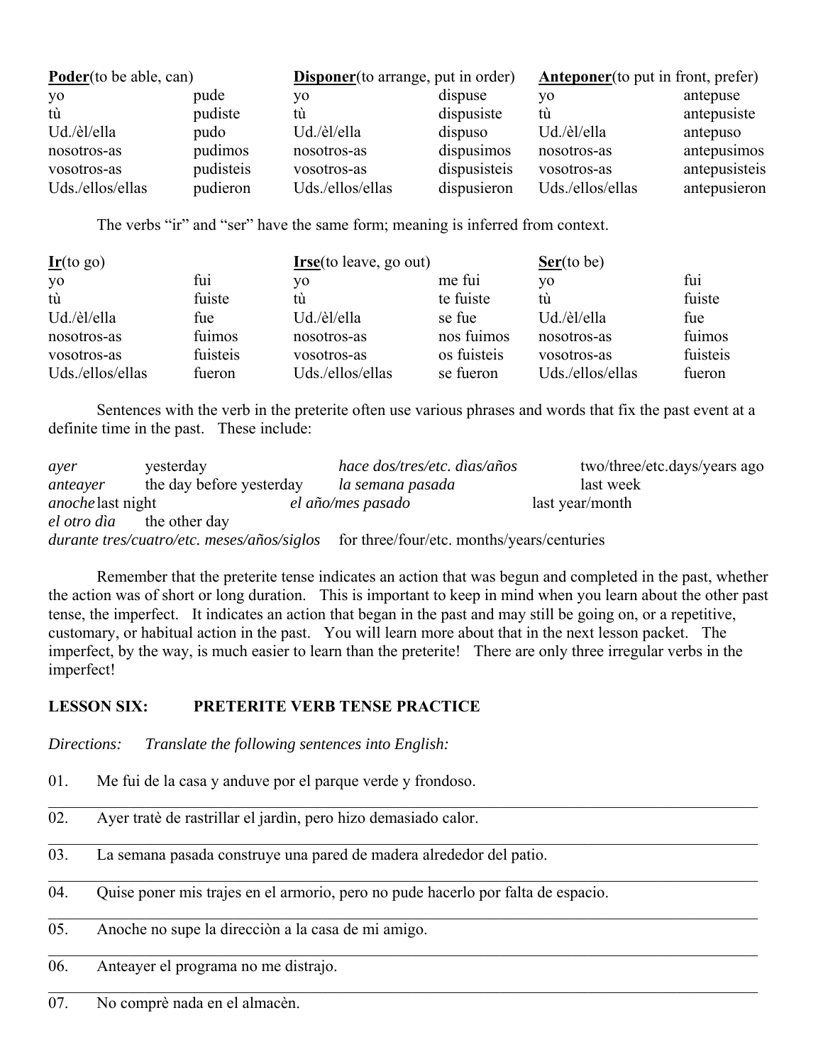| **Poder**(to be able, can) | | **Disponer**(to arrange, put in order) | | **Anteponer**(to put in front, prefer) | |
|---|---|---|---|---|---|
| yo | pude | yo | dispuse | yo | antepuse |
| tù | pudiste | tù | dispusiste | tù | antepusiste |
| Ud./èl/ella | pudo | Ud./èl/ella | dispuso | Ud./èl/ella | antepuso |
| nosotros-as | pudimos | nosotros-as | dispusimos | nosotros-as | antepusimos |
| vosotros-as | pudisteis | vosotros-as | dispusisteis | vosotros-as | antepusisteis |
| Uds./ellos/ellas | pudieron | Uds./ellos/ellas | dispusieron | Uds./ellos/ellas | antepusieron |

The verbs "ir" and "ser" have the same form; meaning is inferred from context.

| **Ir**(to go) | | **Irse**(to leave, go out) | | **Ser**(to be) | |
|---|---|---|---|---|---|
| yo | fui | yo | me fui | yo | fui |
| tù | fuiste | tù | te fuiste | tù | fuiste |
| Ud./èl/ella | fue | Ud./èl/ella | se fue | Ud./èl/ella | fue |
| nosotros-as | fuimos | nosotros-as | nos fuimos | nosotros-as | fuimos |
| vosotros-as | fuisteis | vosotros-as | os fuisteis | vosotros-as | fuisteis |
| Uds./ellos/ellas | fueron | Uds./ellos/ellas | se fueron | Uds./ellos/ellas | fueron |

Sentences with the verb in the preterite often use various phrases and words that fix the past event at a definite time in the past. These include:

| | | | |
|---|---|---|---|
| *ayer* | yesterday | *hace dos/tres/etc. dìas/años* | two/three/etc.days/years ago |
| *anteayer* | the day before yesterday | *la semana pasada* | last week |
| *anoche* | last night | *el año/mes pasado* | last year/month |
| *el otro dìa* | the other day | | |
| *durante tres/cuatro/etc. meses/años/siglos* | for three/four/etc. months/years/centuries | | |

Remember that the preterite tense indicates an action that was begun and completed in the past, whether the action was of short or long duration. This is important to keep in mind when you learn about the other past tense, the imperfect. It indicates an action that began in the past and may still be going on, or a repetitive, customary, or habitual action in the past. You will learn more about that in the next lesson packet. The imperfect, by the way, is much easier to learn than the preterite! There are only three irregular verbs in the imperfect!

## LESSON SIX: PRETERITE VERB TENSE PRACTICE

*Directions: Translate the following sentences into English:*

01. Me fui de la casa y anduve por el parque verde y frondoso.

_______________________________________________________________

02. Ayer tratè de rastrillar el jardìn, pero hizo demasiado calor.

_______________________________________________________________

03. La semana pasada construye una pared de madera alrededor del patio.

_______________________________________________________________

04. Quise poner mis trajes en el armorio, pero no pude hacerlo por falta de espacio.

_______________________________________________________________

05. Anoche no supe la direcciòn a la casa de mi amigo.

_______________________________________________________________

06. Anteayer el programa no me distrajo.

_______________________________________________________________

07. No comprè nada en el almacèn.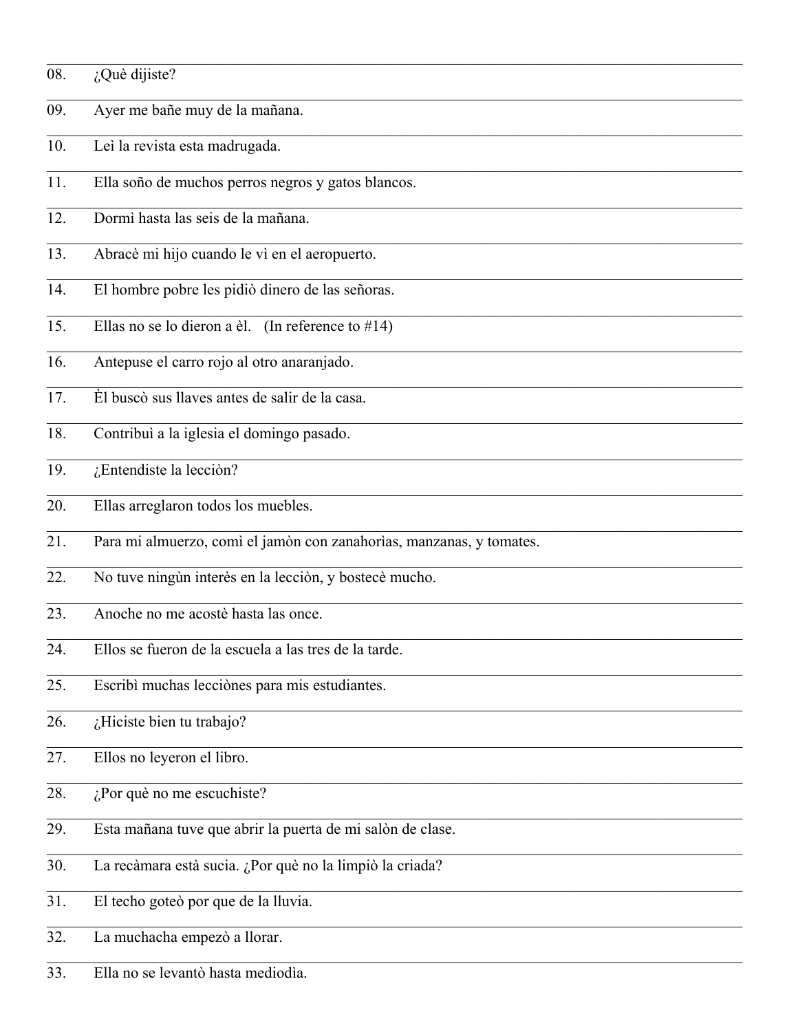08. ¿Què dijiste?

09. Ayer me bañe muy de la mañana.

10. Leì la revista esta madrugada.

11. Ella soño de muchos perros negros y gatos blancos.

12. Dormì hasta las seis de la mañana.

13. Abracè mi hijo cuando le vì en el aeropuerto.

14. El hombre pobre les pidiò dinero de las señoras.

15. Ellas no se lo dieron a èl. (In reference to #14)

16. Antepuse el carro rojo al otro anaranjado.

17. Èl buscò sus llaves antes de salir de la casa.

18. Contribuì a la iglesia el domingo pasado.

19. ¿Entendiste la lecciòn?

20. Ellas arreglaron todos los muebles.

21. Para mi almuerzo, comì el jamòn con zanahorìas, manzanas, y tomates.

22. No tuve ningùn interès en la lecciòn, y bostecè mucho.

23. Anoche no me acostè hasta las once.

24. Ellos se fueron de la escuela a las tres de la tarde.

25. Escribì muchas lecciònes para mis estudiantes.

26. ¿Hiciste bien tu trabajo?

27. Ellos no leyeron el libro.

28. ¿Por què no me escuchiste?

29. Esta mañana tuve que abrir la puerta de mi salòn de clase.

30. La recàmara està sucia. ¿Por què no la limpiò la criada?

31. El techo goteò por que de la lluvia.

32. La muchacha empezò a llorar.

33. Ella no se levantò hasta mediodìa.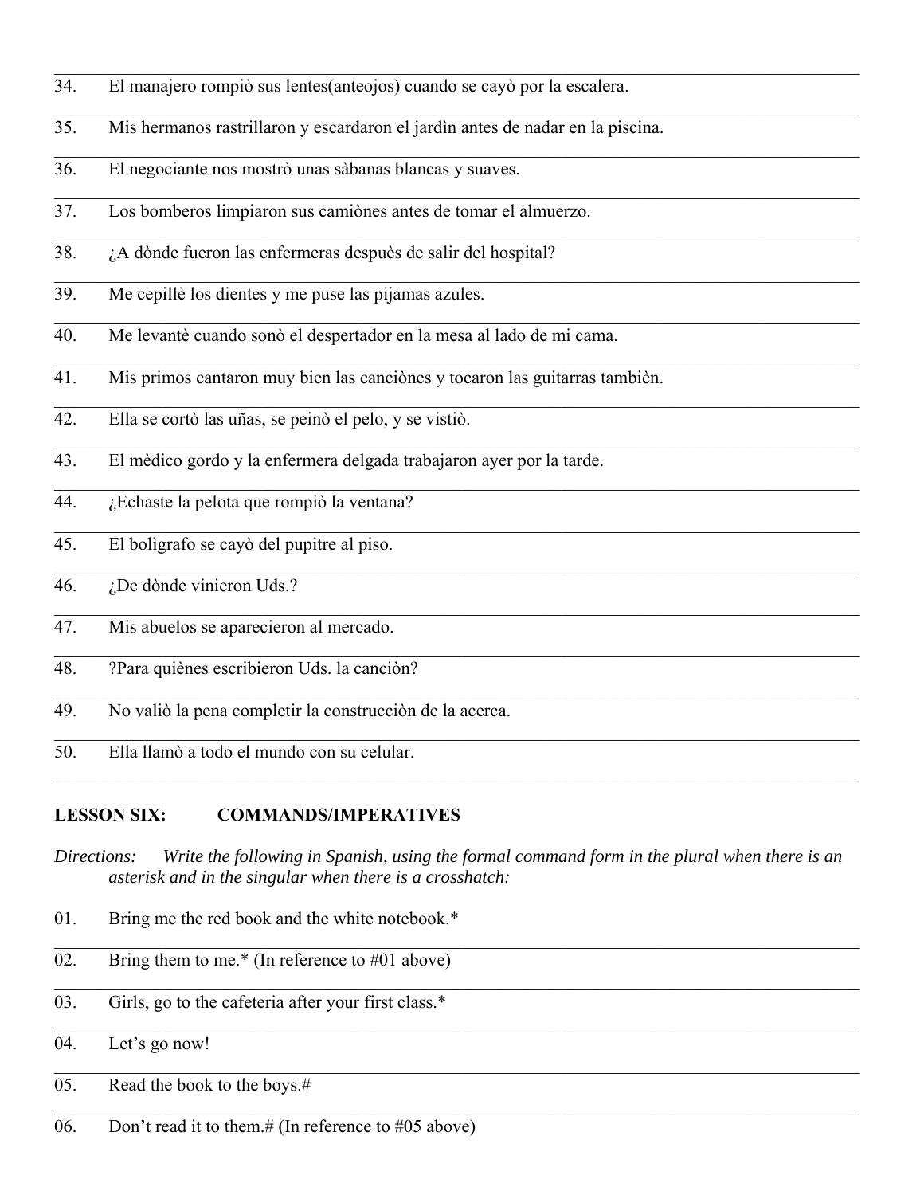34. El manajero rompiò sus lentes(anteojos) cuando se cayò por la escalera.

35. Mis hermanos rastrillaron y escardaron el jardìn antes de nadar en la piscina.

36. El negociante nos mostrò unas sàbanas blancas y suaves.

37. Los bomberos limpiaron sus camiònes antes de tomar el almuerzo.

38. ¿A dònde fueron las enfermeras despuès de salir del hospital?

39. Me cepillè los dientes y me puse las pijamas azules.

40. Me levantè cuando sonò el despertador en la mesa al lado de mi cama.

41. Mis primos cantaron muy bien las canciònes y tocaron las guitarras tambièn.

42. Ella se cortò las uñas, se peinò el pelo, y se vistiò.

43. El mèdico gordo y la enfermera delgada trabajaron ayer por la tarde.

44. ¿Echaste la pelota que rompiò la ventana?

45. El bolìgrafo se cayò del pupitre al piso.

46. ¿De dònde vinieron Uds.?

47. Mis abuelos se aparecieron al mercado.

48. ?Para quiènes escribieron Uds. la canciòn?

49. No valiò la pena completir la construcciòn de la acerca.

50. Ella llamò a todo el mundo con su celular.

## LESSON SIX: COMMANDS/IMPERATIVES

*Directions: Write the following in Spanish, using the formal command form in the plural when there is an asterisk and in the singular when there is a crosshatch:*

01. Bring me the red book and the white notebook.*

02. Bring them to me.* (In reference to #01 above)

03. Girls, go to the cafeteria after your first class.*

04. Let's go now!

05. Read the book to the boys.#

06. Don't read it to them.# (In reference to #05 above)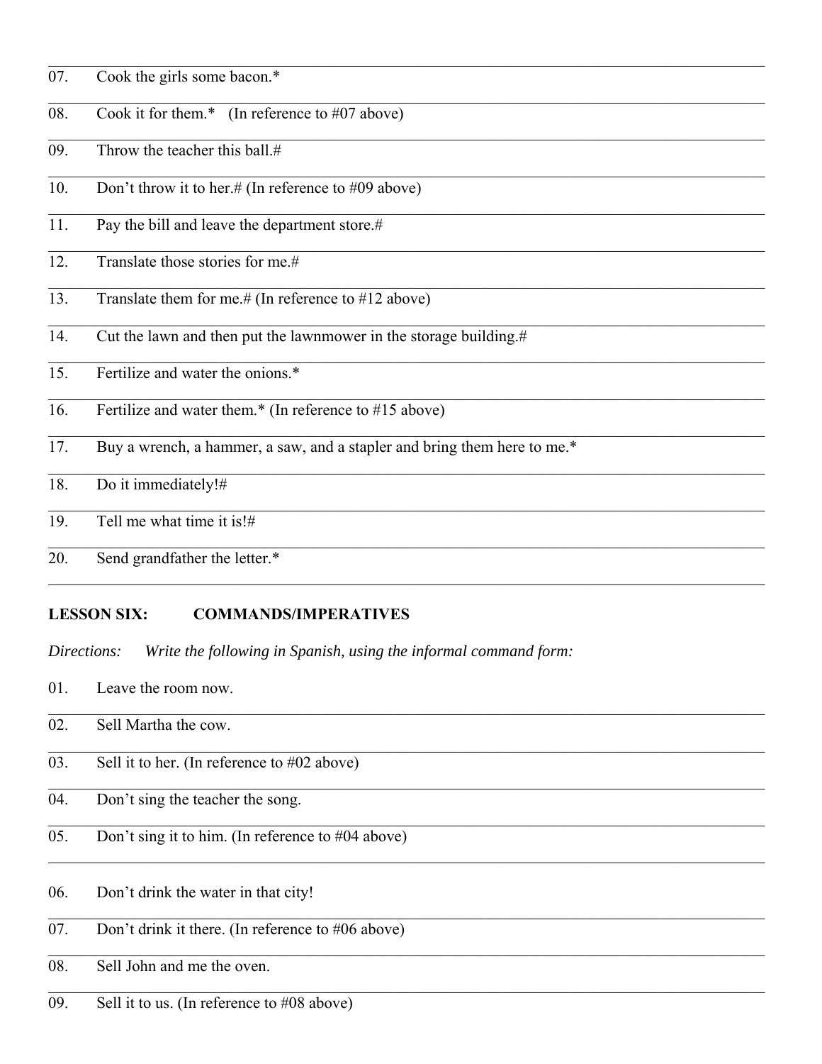07. Cook the girls some bacon.*

08. Cook it for them.* (In reference to #07 above)

09. Throw the teacher this ball.#

10. Don't throw it to her.# (In reference to #09 above)

11. Pay the bill and leave the department store.#

12. Translate those stories for me.#

13. Translate them for me.# (In reference to #12 above)

14. Cut the lawn and then put the lawnmower in the storage building.#

15. Fertilize and water the onions.*

16. Fertilize and water them.* (In reference to #15 above)

17. Buy a wrench, a hammer, a saw, and a stapler and bring them here to me.*

18. Do it immediately!#

19. Tell me what time it is!#

20. Send grandfather the letter.*

## LESSON SIX: COMMANDS/IMPERATIVES

*Directions: Write the following in Spanish, using the informal command form:*

01. Leave the room now.

02. Sell Martha the cow.

03. Sell it to her. (In reference to #02 above)

04. Don't sing the teacher the song.

05. Don't sing it to him. (In reference to #04 above)

06. Don't drink the water in that city!

07. Don't drink it there. (In reference to #06 above)

08. Sell John and me the oven.

09. Sell it to us. (In reference to #08 above)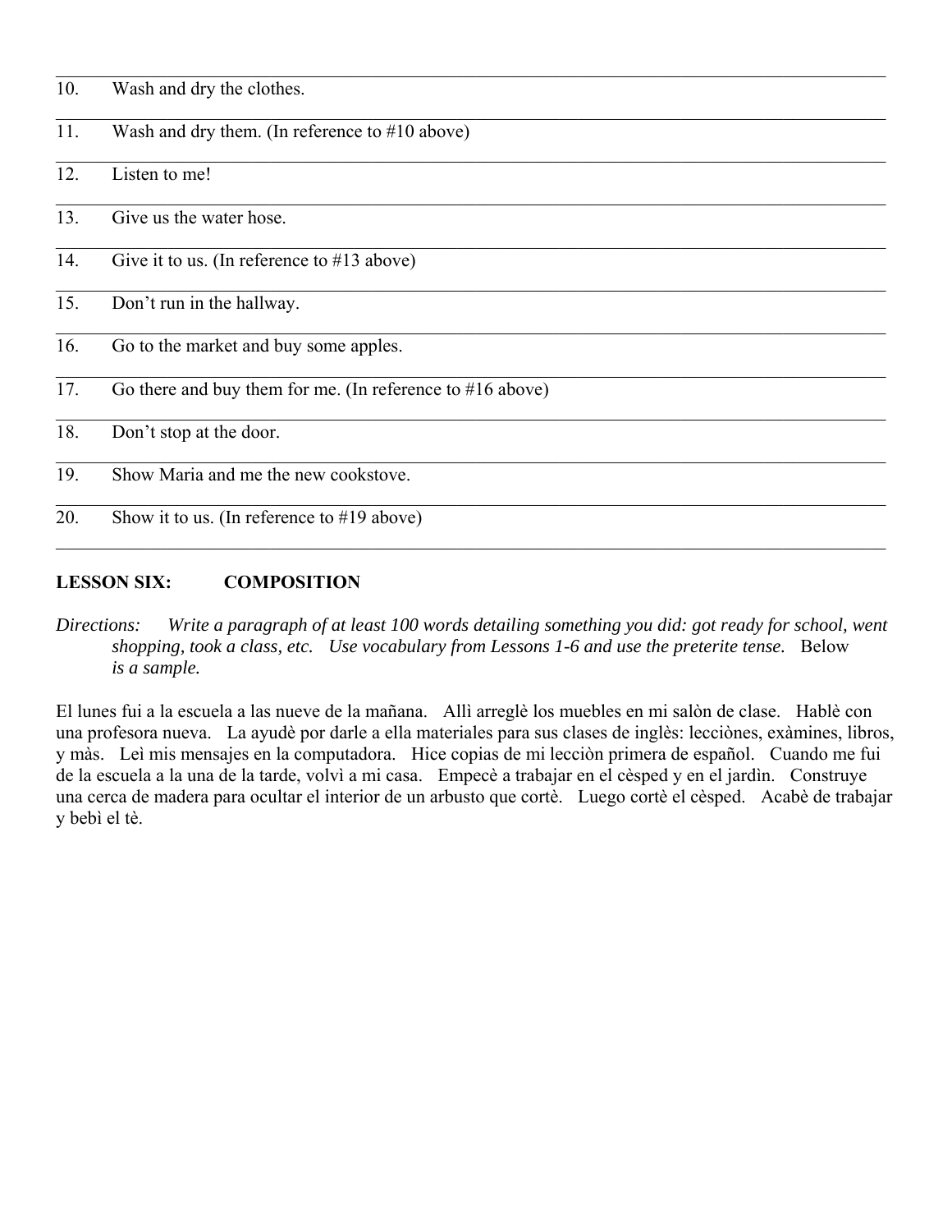10. Wash and dry the clothes.

11. Wash and dry them. (In reference to #10 above)

12. Listen to me!

13. Give us the water hose.

14. Give it to us. (In reference to #13 above)

15. Don't run in the hallway.

16. Go to the market and buy some apples.

17. Go there and buy them for me. (In reference to #16 above)

18. Don't stop at the door.

19. Show Maria and me the new cookstove.

20. Show it to us. (In reference to #19 above)

**LESSON SIX: COMPOSITION**

*Directions: Write a paragraph of at least 100 words detailing something you did: got ready for school, went shopping, took a class, etc. Use vocabulary from Lessons 1-6 and use the preterite tense. Below is a sample.*

El lunes fui a la escuela a las nueve de la mañana. Allì arreglè los muebles en mi salòn de clase. Hablè con una profesora nueva. La ayudè por darle a ella materiales para sus clases de inglès: lecciònes, exàmines, libros, y màs. Leì mis mensajes en la computadora. Hice copias de mi lecciòn primera de español. Cuando me fui de la escuela a la una de la tarde, volvì a mi casa. Empecè a trabajar en el cèsped y en el jardìn. Construye una cerca de madera para ocultar el interior de un arbusto que cortè. Luego cortè el cèsped. Acabè de trabajar y bebì el tè.